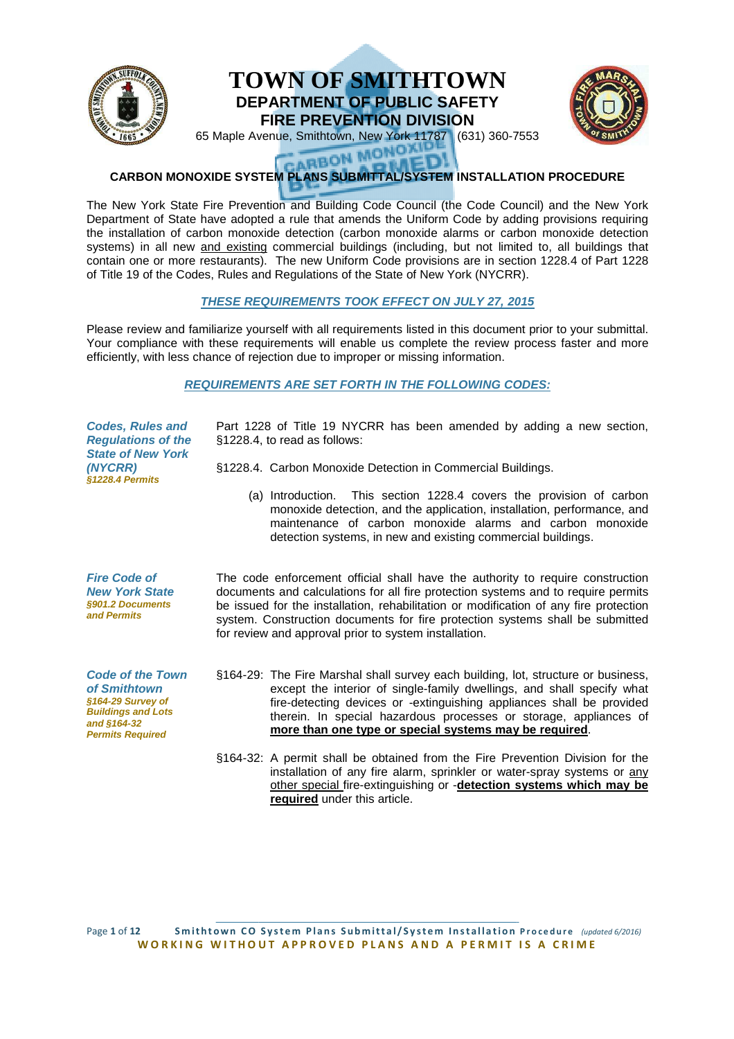# TOWN OF SMITHTOWN

## DEPARTMENT OF PUBLIC SAFETY

## FIRE PREVENTION DIVISION

65 Maple Avenue, Smithtown, New York 11787 (631) 360-7553

### CARBON MONOXIDE SYSTEM PLANS SUBMITTAL/SYSTEM INSTALLATION PROCEDURE

The New York State Fire Prevention and Building Code Council (the Code Council) and the New York Department of State have adopted a rule that amends the Uniform Code by adding provisions requiring the installation of carbon monoxide detection (carbon monoxide alarms or carbon monoxide detection systems) in all new and existing commercial buildings (including, but not limited to, all buildings that contain one or more restaurants). The new Uniform Code provisions are in section 1228.4 of Part 1228 of Title 19 of the Codes, Rules and Regulations of the State of New York (NYCRR).

***THESE REQUIREMENTS TOOK EFFECT ON JULY 27, 2015***

Please review and familiarize yourself with all requirements listed in this document prior to your submittal. Your compliance with these requirements will enable us complete the review process faster and more efficiently, with less chance of rejection due to improper or missing information.

***REQUIREMENTS ARE SET FORTH IN THE FOLLOWING CODES:***

***Codes, Rules and Regulations of the State of New York (NYCRR)***
***§1228.4 Permits***

Part 1228 of Title 19 NYCRR has been amended by adding a new section, §1228.4, to read as follows:

§1228.4. Carbon Monoxide Detection in Commercial Buildings.

(a) Introduction. This section 1228.4 covers the provision of carbon monoxide detection, and the application, installation, performance, and maintenance of carbon monoxide alarms and carbon monoxide detection systems, in new and existing commercial buildings.

***Fire Code of New York State***
***§901.2 Documents and Permits***

The code enforcement official shall have the authority to require construction documents and calculations for all fire protection systems and to require permits be issued for the installation, rehabilitation or modification of any fire protection system. Construction documents for fire protection systems shall be submitted for review and approval prior to system installation.

***Code of the Town of Smithtown***
***§164-29 Survey of Buildings and Lots and §164-32 Permits Required***

§164-29: The Fire Marshal shall survey each building, lot, structure or business, except the interior of single-family dwellings, and shall specify what fire-detecting devices or -extinguishing appliances shall be provided therein. In special hazardous processes or storage, appliances of **more than one type or special systems may be required**.

§164-32: A permit shall be obtained from the Fire Prevention Division for the installation of any fire alarm, sprinkler or water-spray systems or any other special fire-extinguishing or -**detection systems which may be required** under this article.

**WORKING WITHOUT APPROVED PLANS AND A PERMIT IS A CRIME**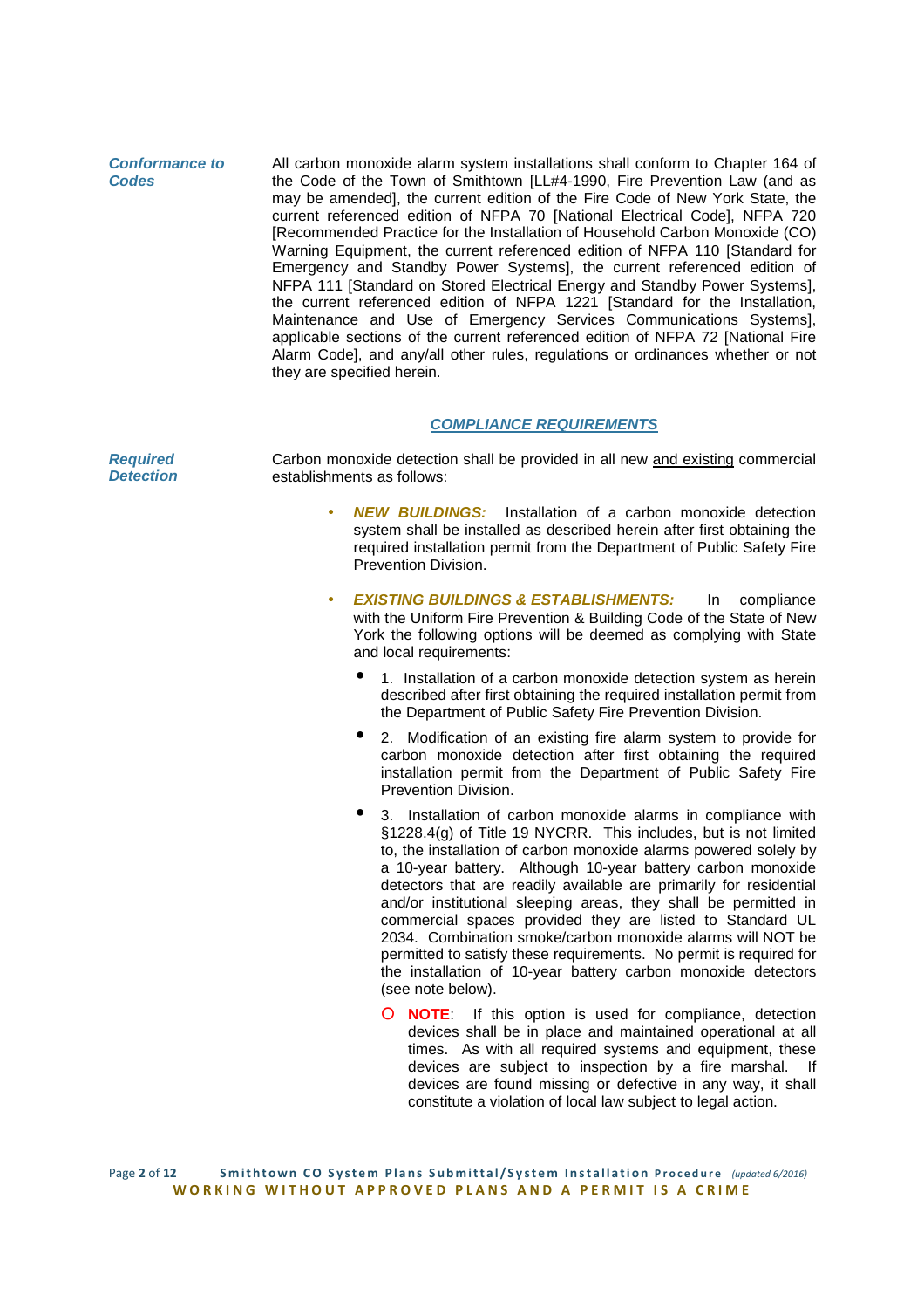***Conformance to Codes***

All carbon monoxide alarm system installations shall conform to Chapter 164 of the Code of the Town of Smithtown [LL#4-1990, Fire Prevention Law (and as may be amended], the current edition of the Fire Code of New York State, the current referenced edition of NFPA 70 [National Electrical Code], NFPA 720 [Recommended Practice for the Installation of Household Carbon Monoxide (CO) Warning Equipment, the current referenced edition of NFPA 110 [Standard for Emergency and Standby Power Systems], the current referenced edition of NFPA 111 [Standard on Stored Electrical Energy and Standby Power Systems], the current referenced edition of NFPA 1221 [Standard for the Installation, Maintenance and Use of Emergency Services Communications Systems], applicable sections of the current referenced edition of NFPA 72 [National Fire Alarm Code], and any/all other rules, regulations or ordinances whether or not they are specified herein.

## ***COMPLIANCE REQUIREMENTS***

***Required Detection***

Carbon monoxide detection shall be provided in all new <u>and existing</u> commercial establishments as follows:

- ***NEW BUILDINGS:*** Installation of a carbon monoxide detection system shall be installed as described herein after first obtaining the required installation permit from the Department of Public Safety Fire Prevention Division.
- ***EXISTING BUILDINGS & ESTABLISHMENTS:*** In compliance with the Uniform Fire Prevention & Building Code of the State of New York the following options will be deemed as complying with State and local requirements:
  - 1. Installation of a carbon monoxide detection system as herein described after first obtaining the required installation permit from the Department of Public Safety Fire Prevention Division.
  - 2. Modification of an existing fire alarm system to provide for carbon monoxide detection after first obtaining the required installation permit from the Department of Public Safety Fire Prevention Division.
  - 3. Installation of carbon monoxide alarms in compliance with §1228.4(g) of Title 19 NYCRR. This includes, but is not limited to, the installation of carbon monoxide alarms powered solely by a 10-year battery. Although 10-year battery carbon monoxide detectors that are readily available are primarily for residential and/or institutional sleeping areas, they shall be permitted in commercial spaces provided they are listed to Standard UL 2034. Combination smoke/carbon monoxide alarms will NOT be permitted to satisfy these requirements. No permit is required for the installation of 10-year battery carbon monoxide detectors (see note below).
    - **NOTE**: If this option is used for compliance, detection devices shall be in place and maintained operational at all times. As with all required systems and equipment, these devices are subject to inspection by a fire marshal. If devices are found missing or defective in any way, it shall constitute a violation of local law subject to legal action.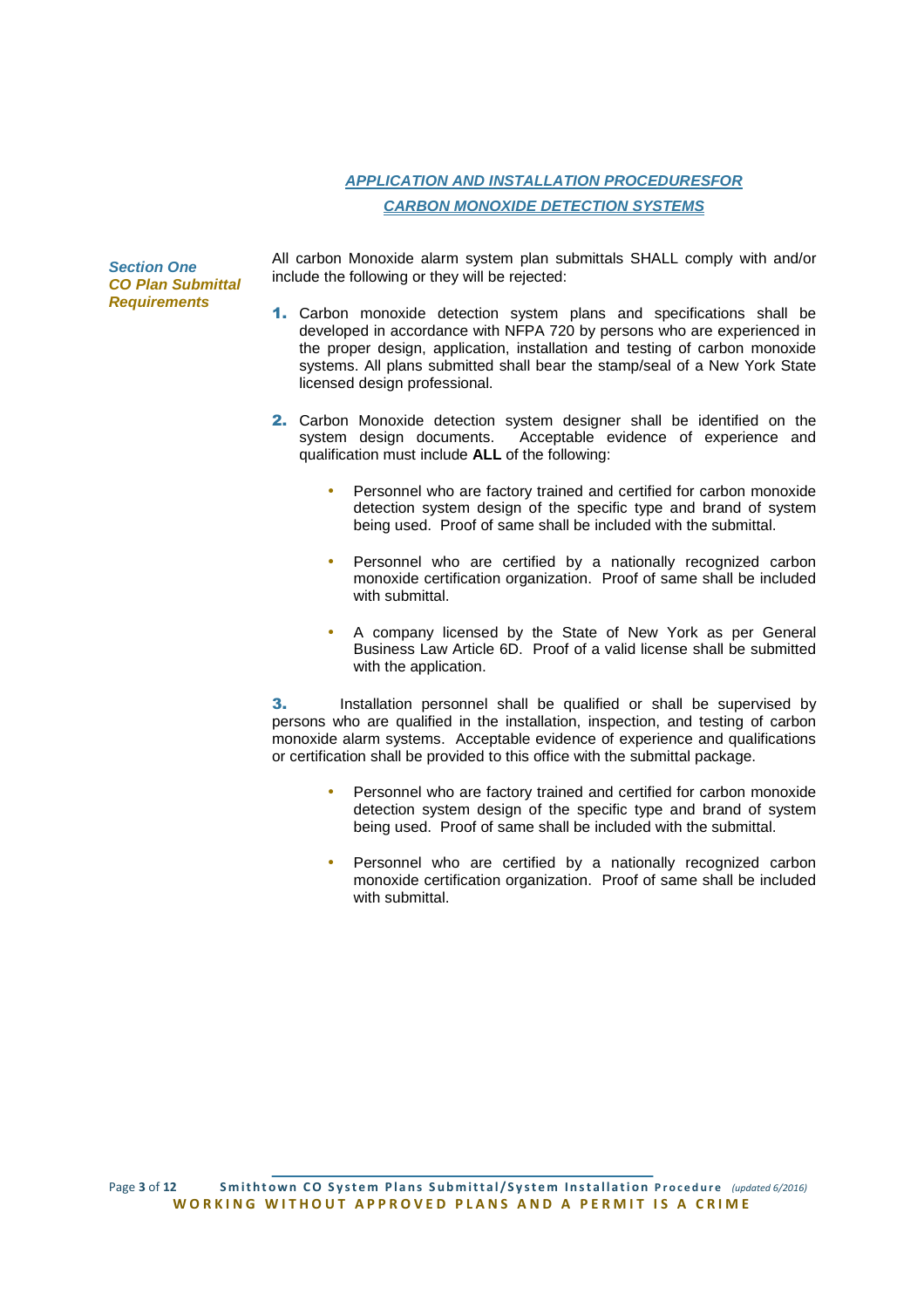## *APPLICATION AND INSTALLATION PROCEDURESFOR CARBON MONOXIDE DETECTION SYSTEMS*

### *Section One*
### *CO Plan Submittal Requirements*

All carbon Monoxide alarm system plan submittals SHALL comply with and/or include the following or they will be rejected:

1. Carbon monoxide detection system plans and specifications shall be developed in accordance with NFPA 720 by persons who are experienced in the proper design, application, installation and testing of carbon monoxide systems. All plans submitted shall bear the stamp/seal of a New York State licensed design professional.

2. Carbon Monoxide detection system designer shall be identified on the system design documents. Acceptable evidence of experience and qualification must include **ALL** of the following:

   - Personnel who are factory trained and certified for carbon monoxide detection system design of the specific type and brand of system being used. Proof of same shall be included with the submittal.

   - Personnel who are certified by a nationally recognized carbon monoxide certification organization. Proof of same shall be included with submittal.

   - A company licensed by the State of New York as per General Business Law Article 6D. Proof of a valid license shall be submitted with the application.

3. Installation personnel shall be qualified or shall be supervised by persons who are qualified in the installation, inspection, and testing of carbon monoxide alarm systems. Acceptable evidence of experience and qualifications or certification shall be provided to this office with the submittal package.

   - Personnel who are factory trained and certified for carbon monoxide detection system design of the specific type and brand of system being used. Proof of same shall be included with the submittal.

   - Personnel who are certified by a nationally recognized carbon monoxide certification organization. Proof of same shall be included with submittal.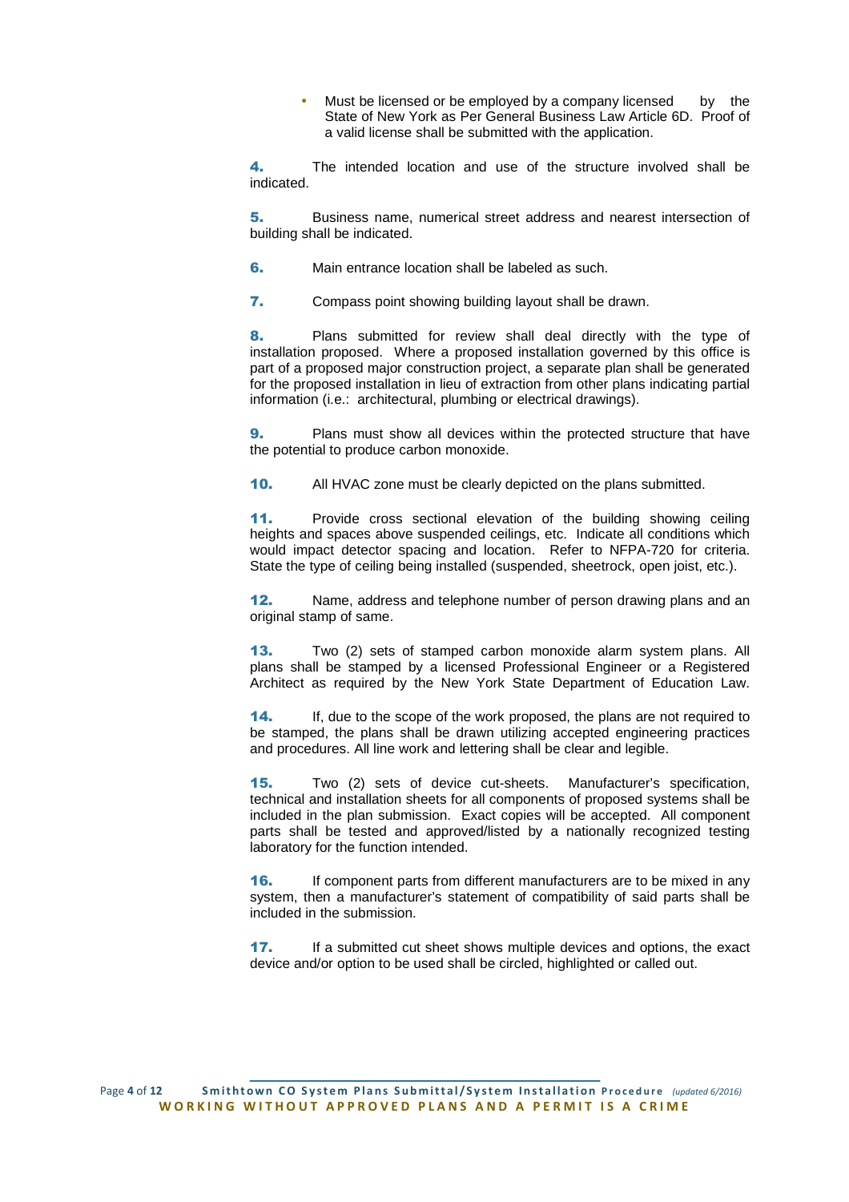- Must be licensed or be employed by a company licensed by the State of New York as Per General Business Law Article 6D. Proof of a valid license shall be submitted with the application.

**4.** The intended location and use of the structure involved shall be indicated.

**5.** Business name, numerical street address and nearest intersection of building shall be indicated.

**6.** Main entrance location shall be labeled as such.

**7.** Compass point showing building layout shall be drawn.

**8.** Plans submitted for review shall deal directly with the type of installation proposed. Where a proposed installation governed by this office is part of a proposed major construction project, a separate plan shall be generated for the proposed installation in lieu of extraction from other plans indicating partial information (i.e.: architectural, plumbing or electrical drawings).

**9.** Plans must show all devices within the protected structure that have the potential to produce carbon monoxide.

**10.** All HVAC zone must be clearly depicted on the plans submitted.

**11.** Provide cross sectional elevation of the building showing ceiling heights and spaces above suspended ceilings, etc. Indicate all conditions which would impact detector spacing and location. Refer to NFPA-720 for criteria. State the type of ceiling being installed (suspended, sheetrock, open joist, etc.).

**12.** Name, address and telephone number of person drawing plans and an original stamp of same.

**13.** Two (2) sets of stamped carbon monoxide alarm system plans. All plans shall be stamped by a licensed Professional Engineer or a Registered Architect as required by the New York State Department of Education Law.

**14.** If, due to the scope of the work proposed, the plans are not required to be stamped, the plans shall be drawn utilizing accepted engineering practices and procedures. All line work and lettering shall be clear and legible.

**15.** Two (2) sets of device cut-sheets. Manufacturer's specification, technical and installation sheets for all components of proposed systems shall be included in the plan submission. Exact copies will be accepted. All component parts shall be tested and approved/listed by a nationally recognized testing laboratory for the function intended.

**16.** If component parts from different manufacturers are to be mixed in any system, then a manufacturer's statement of compatibility of said parts shall be included in the submission.

**17.** If a submitted cut sheet shows multiple devices and options, the exact device and/or option to be used shall be circled, highlighted or called out.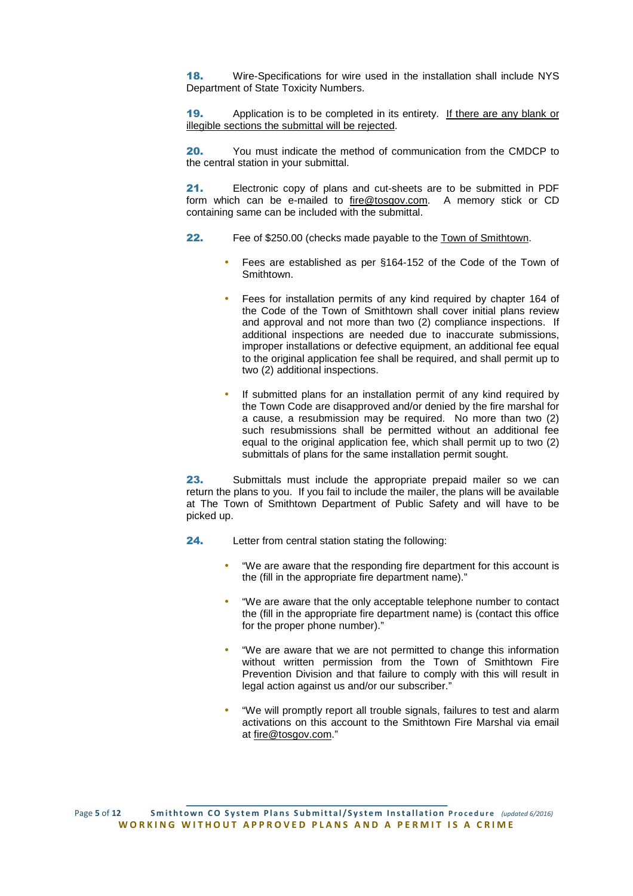**18.** Wire-Specifications for wire used in the installation shall include NYS Department of State Toxicity Numbers.

**19.** Application is to be completed in its entirety. <u>If there are any blank or illegible sections the submittal will be rejected</u>.

**20.** You must indicate the method of communication from the CMDCP to the central station in your submittal.

**21.** Electronic copy of plans and cut-sheets are to be submitted in PDF form which can be e-mailed to fire@tosgov.com. A memory stick or CD containing same can be included with the submittal.

**22.** Fee of $250.00 (checks made payable to the <u>Town of Smithtown</u>.

- Fees are established as per §164-152 of the Code of the Town of Smithtown.
- Fees for installation permits of any kind required by chapter 164 of the Code of the Town of Smithtown shall cover initial plans review and approval and not more than two (2) compliance inspections. If additional inspections are needed due to inaccurate submissions, improper installations or defective equipment, an additional fee equal to the original application fee shall be required, and shall permit up to two (2) additional inspections.
- If submitted plans for an installation permit of any kind required by the Town Code are disapproved and/or denied by the fire marshal for a cause, a resubmission may be required. No more than two (2) such resubmissions shall be permitted without an additional fee equal to the original application fee, which shall permit up to two (2) submittals of plans for the same installation permit sought.

**23.** Submittals must include the appropriate prepaid mailer so we can return the plans to you. If you fail to include the mailer, the plans will be available at The Town of Smithtown Department of Public Safety and will have to be picked up.

**24.** Letter from central station stating the following:

- "We are aware that the responding fire department for this account is the (fill in the appropriate fire department name)."
- "We are aware that the only acceptable telephone number to contact the (fill in the appropriate fire department name) is (contact this office for the proper phone number)."
- "We are aware that we are not permitted to change this information without written permission from the Town of Smithtown Fire Prevention Division and that failure to comply with this will result in legal action against us and/or our subscriber."
- "We will promptly report all trouble signals, failures to test and alarm activations on this account to the Smithtown Fire Marshal via email at fire@tosgov.com."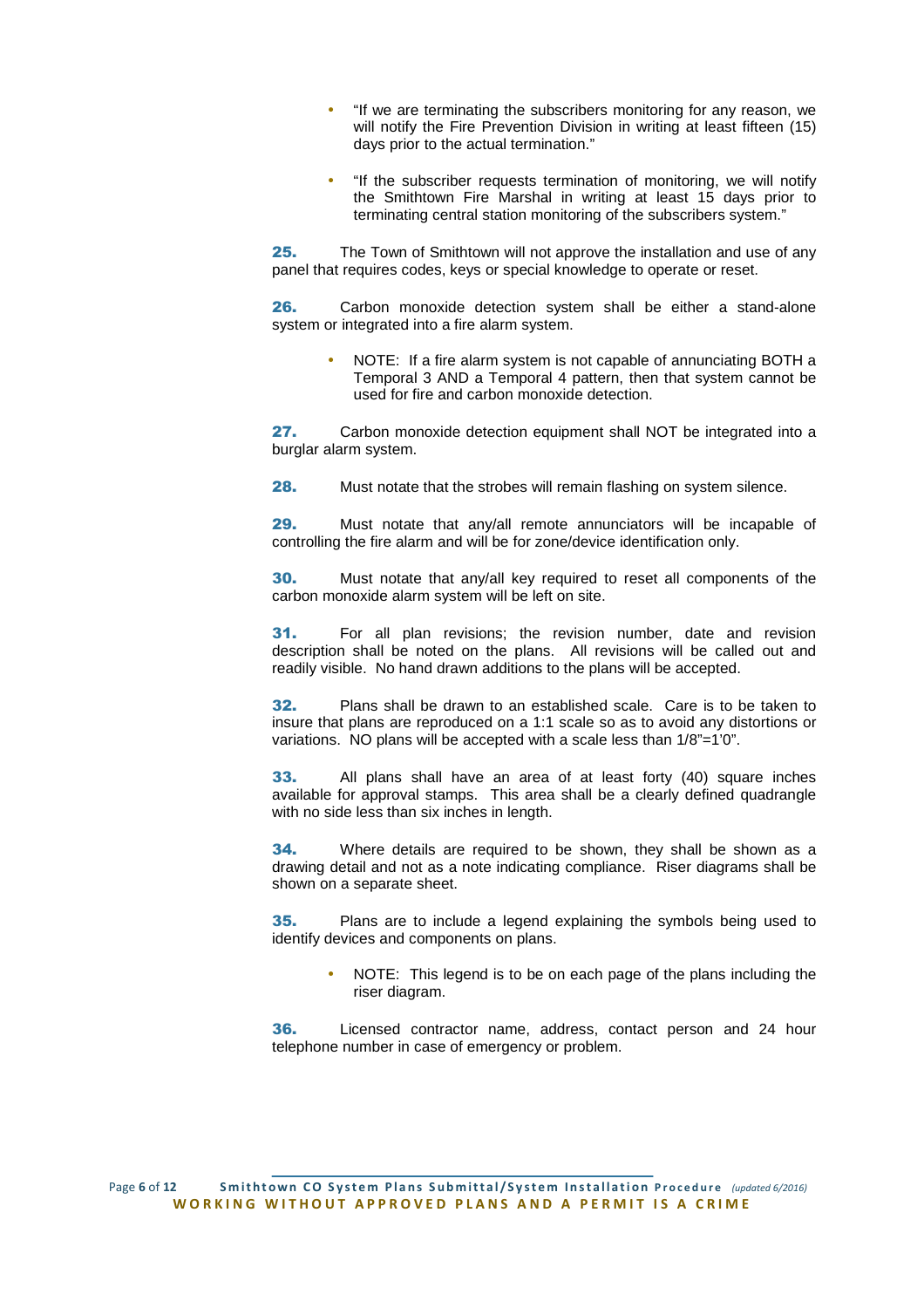- "If we are terminating the subscribers monitoring for any reason, we will notify the Fire Prevention Division in writing at least fifteen (15) days prior to the actual termination."
- "If the subscriber requests termination of monitoring, we will notify the Smithtown Fire Marshal in writing at least 15 days prior to terminating central station monitoring of the subscribers system."

**25.** The Town of Smithtown will not approve the installation and use of any panel that requires codes, keys or special knowledge to operate or reset.

**26.** Carbon monoxide detection system shall be either a stand-alone system or integrated into a fire alarm system.

- NOTE: If a fire alarm system is not capable of annunciating BOTH a Temporal 3 AND a Temporal 4 pattern, then that system cannot be used for fire and carbon monoxide detection.

**27.** Carbon monoxide detection equipment shall NOT be integrated into a burglar alarm system.

**28.** Must notate that the strobes will remain flashing on system silence.

**29.** Must notate that any/all remote annunciators will be incapable of controlling the fire alarm and will be for zone/device identification only.

**30.** Must notate that any/all key required to reset all components of the carbon monoxide alarm system will be left on site.

**31.** For all plan revisions; the revision number, date and revision description shall be noted on the plans. All revisions will be called out and readily visible. No hand drawn additions to the plans will be accepted.

**32.** Plans shall be drawn to an established scale. Care is to be taken to insure that plans are reproduced on a 1:1 scale so as to avoid any distortions or variations. NO plans will be accepted with a scale less than 1/8"=1'0".

**33.** All plans shall have an area of at least forty (40) square inches available for approval stamps. This area shall be a clearly defined quadrangle with no side less than six inches in length.

**34.** Where details are required to be shown, they shall be shown as a drawing detail and not as a note indicating compliance. Riser diagrams shall be shown on a separate sheet.

**35.** Plans are to include a legend explaining the symbols being used to identify devices and components on plans.

- NOTE: This legend is to be on each page of the plans including the riser diagram.

**36.** Licensed contractor name, address, contact person and 24 hour telephone number in case of emergency or problem.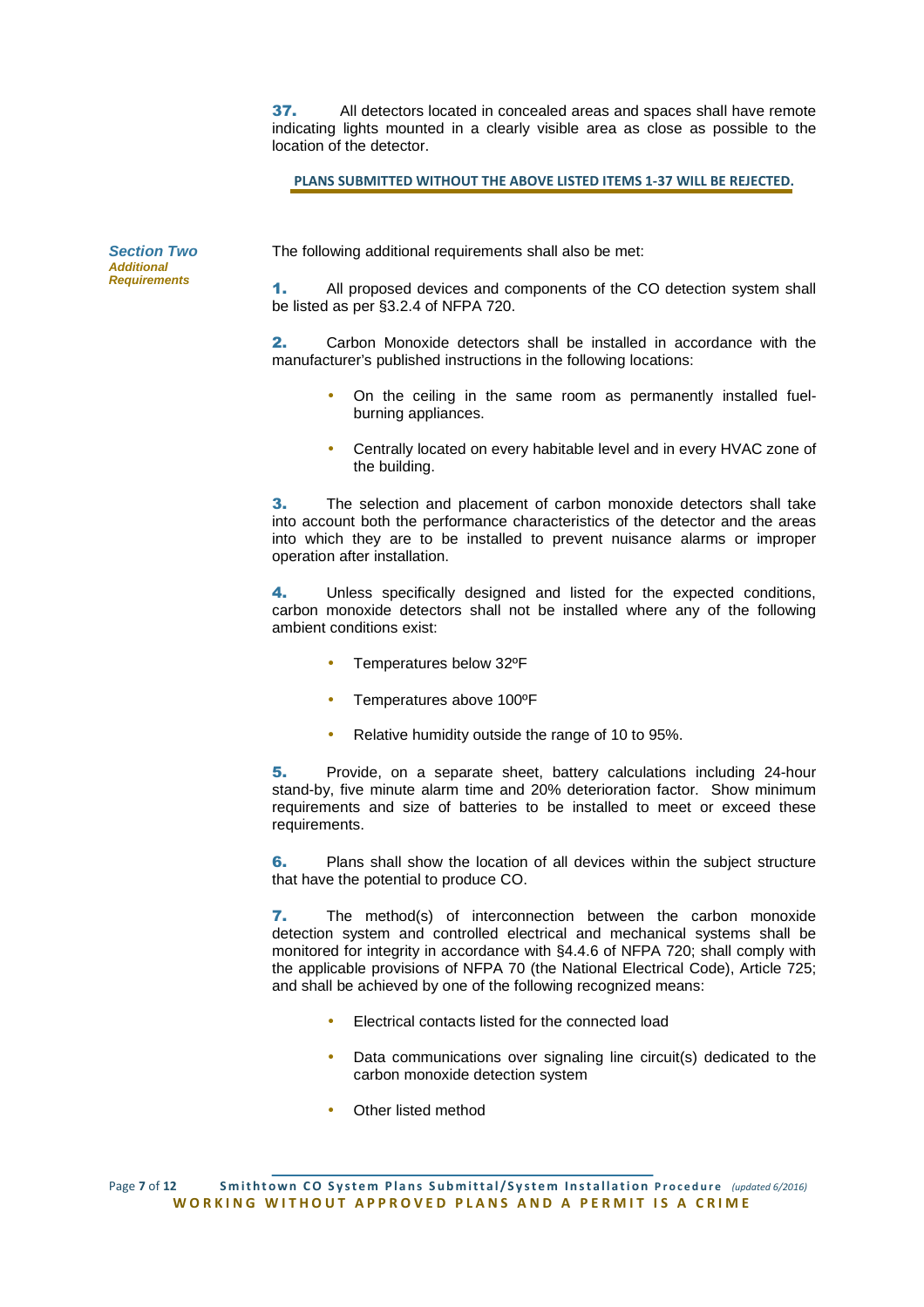**37.** All detectors located in concealed areas and spaces shall have remote indicating lights mounted in a clearly visible area as close as possible to the location of the detector.

**PLANS SUBMITTED WITHOUT THE ABOVE LISTED ITEMS 1-37 WILL BE REJECTED.**

## *Section Two*
***Additional Requirements***

The following additional requirements shall also be met:

**1.** All proposed devices and components of the CO detection system shall be listed as per §3.2.4 of NFPA 720.

**2.** Carbon Monoxide detectors shall be installed in accordance with the manufacturer's published instructions in the following locations:

- On the ceiling in the same room as permanently installed fuel-burning appliances.
- Centrally located on every habitable level and in every HVAC zone of the building.

**3.** The selection and placement of carbon monoxide detectors shall take into account both the performance characteristics of the detector and the areas into which they are to be installed to prevent nuisance alarms or improper operation after installation.

**4.** Unless specifically designed and listed for the expected conditions, carbon monoxide detectors shall not be installed where any of the following ambient conditions exist:

- Temperatures below 32ºF
- Temperatures above 100ºF
- Relative humidity outside the range of 10 to 95%.

**5.** Provide, on a separate sheet, battery calculations including 24-hour stand-by, five minute alarm time and 20% deterioration factor. Show minimum requirements and size of batteries to be installed to meet or exceed these requirements.

**6.** Plans shall show the location of all devices within the subject structure that have the potential to produce CO.

**7.** The method(s) of interconnection between the carbon monoxide detection system and controlled electrical and mechanical systems shall be monitored for integrity in accordance with §4.4.6 of NFPA 720; shall comply with the applicable provisions of NFPA 70 (the National Electrical Code), Article 725; and shall be achieved by one of the following recognized means:

- Electrical contacts listed for the connected load
- Data communications over signaling line circuit(s) dedicated to the carbon monoxide detection system
- Other listed method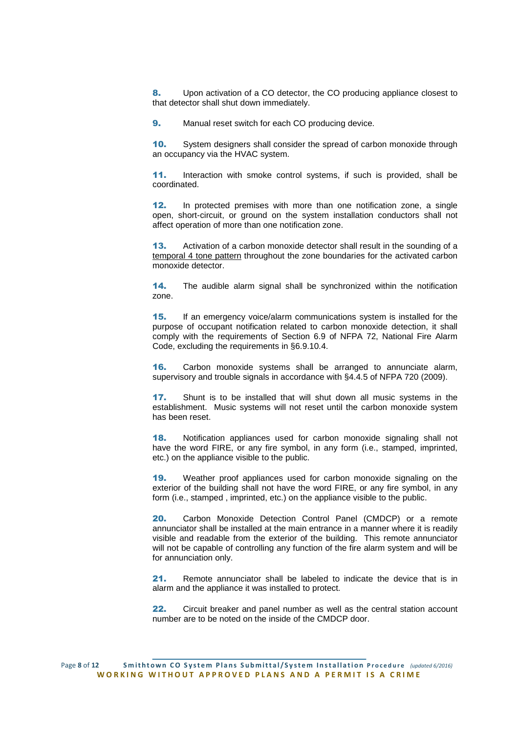**8.** Upon activation of a CO detector, the CO producing appliance closest to that detector shall shut down immediately.

**9.** Manual reset switch for each CO producing device.

**10.** System designers shall consider the spread of carbon monoxide through an occupancy via the HVAC system.

**11.** Interaction with smoke control systems, if such is provided, shall be coordinated.

**12.** In protected premises with more than one notification zone, a single open, short-circuit, or ground on the system installation conductors shall not affect operation of more than one notification zone.

**13.** Activation of a carbon monoxide detector shall result in the sounding of a <u>temporal 4 tone pattern</u> throughout the zone boundaries for the activated carbon monoxide detector.

**14.** The audible alarm signal shall be synchronized within the notification zone.

**15.** If an emergency voice/alarm communications system is installed for the purpose of occupant notification related to carbon monoxide detection, it shall comply with the requirements of Section 6.9 of NFPA 72, National Fire Alarm Code, excluding the requirements in §6.9.10.4.

**16.** Carbon monoxide systems shall be arranged to annunciate alarm, supervisory and trouble signals in accordance with §4.4.5 of NFPA 720 (2009).

**17.** Shunt is to be installed that will shut down all music systems in the establishment. Music systems will not reset until the carbon monoxide system has been reset.

**18.** Notification appliances used for carbon monoxide signaling shall not have the word FIRE, or any fire symbol, in any form (i.e., stamped, imprinted, etc.) on the appliance visible to the public.

**19.** Weather proof appliances used for carbon monoxide signaling on the exterior of the building shall not have the word FIRE, or any fire symbol, in any form (i.e., stamped , imprinted, etc.) on the appliance visible to the public.

**20.** Carbon Monoxide Detection Control Panel (CMDCP) or a remote annunciator shall be installed at the main entrance in a manner where it is readily visible and readable from the exterior of the building. This remote annunciator will not be capable of controlling any function of the fire alarm system and will be for annunciation only.

**21.** Remote annunciator shall be labeled to indicate the device that is in alarm and the appliance it was installed to protect.

**22.** Circuit breaker and panel number as well as the central station account number are to be noted on the inside of the CMDCP door.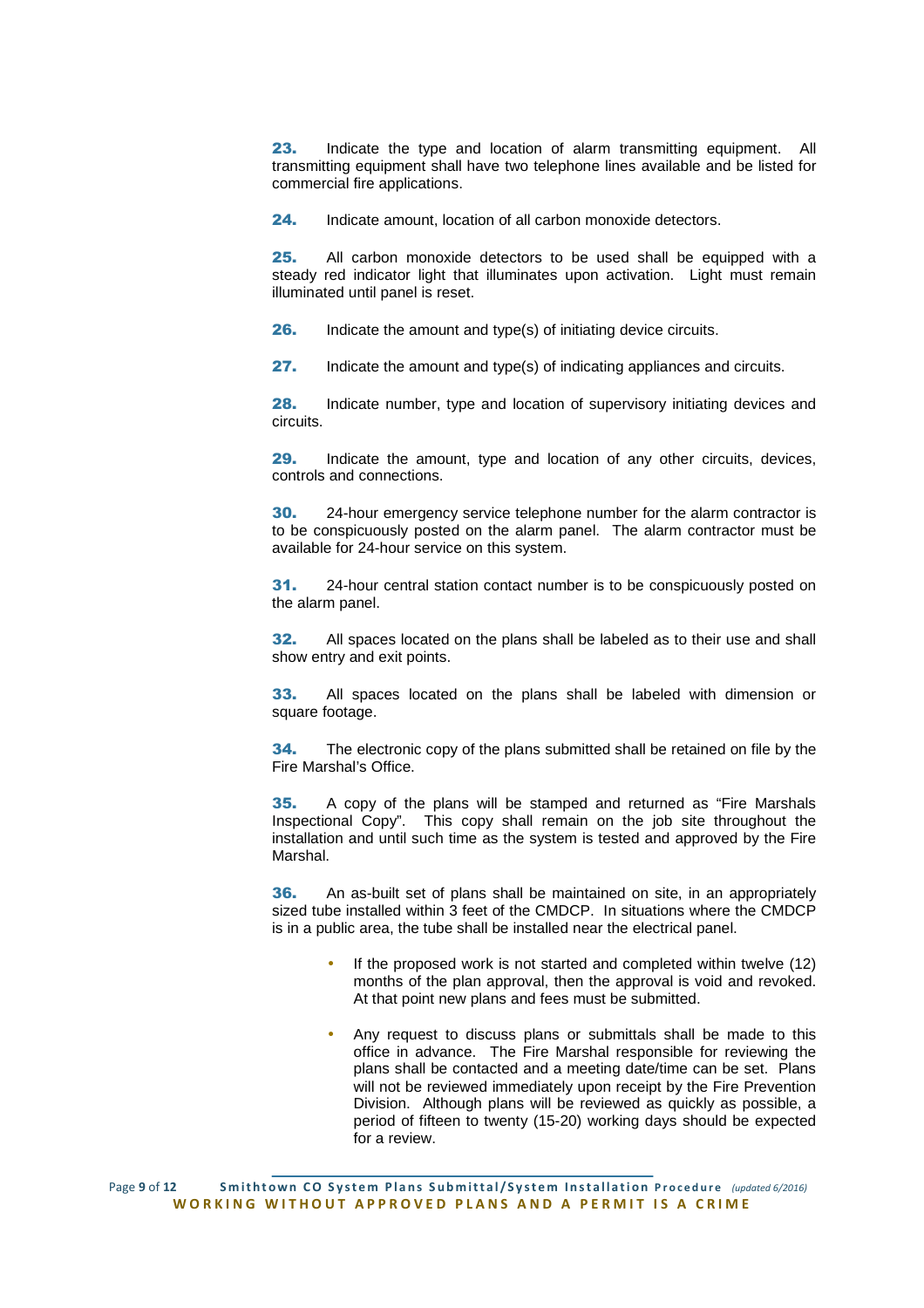**23.** Indicate the type and location of alarm transmitting equipment. All transmitting equipment shall have two telephone lines available and be listed for commercial fire applications.

**24.** Indicate amount, location of all carbon monoxide detectors.

**25.** All carbon monoxide detectors to be used shall be equipped with a steady red indicator light that illuminates upon activation. Light must remain illuminated until panel is reset.

**26.** Indicate the amount and type(s) of initiating device circuits.

**27.** Indicate the amount and type(s) of indicating appliances and circuits.

**28.** Indicate number, type and location of supervisory initiating devices and circuits.

**29.** Indicate the amount, type and location of any other circuits, devices, controls and connections.

**30.** 24-hour emergency service telephone number for the alarm contractor is to be conspicuously posted on the alarm panel. The alarm contractor must be available for 24-hour service on this system.

**31.** 24-hour central station contact number is to be conspicuously posted on the alarm panel.

**32.** All spaces located on the plans shall be labeled as to their use and shall show entry and exit points.

**33.** All spaces located on the plans shall be labeled with dimension or square footage.

**34.** The electronic copy of the plans submitted shall be retained on file by the Fire Marshal's Office.

**35.** A copy of the plans will be stamped and returned as "Fire Marshals Inspectional Copy". This copy shall remain on the job site throughout the installation and until such time as the system is tested and approved by the Fire Marshal.

**36.** An as-built set of plans shall be maintained on site, in an appropriately sized tube installed within 3 feet of the CMDCP. In situations where the CMDCP is in a public area, the tube shall be installed near the electrical panel.

- If the proposed work is not started and completed within twelve (12) months of the plan approval, then the approval is void and revoked. At that point new plans and fees must be submitted.
- Any request to discuss plans or submittals shall be made to this office in advance. The Fire Marshal responsible for reviewing the plans shall be contacted and a meeting date/time can be set. Plans will not be reviewed immediately upon receipt by the Fire Prevention Division. Although plans will be reviewed as quickly as possible, a period of fifteen to twenty (15-20) working days should be expected for a review.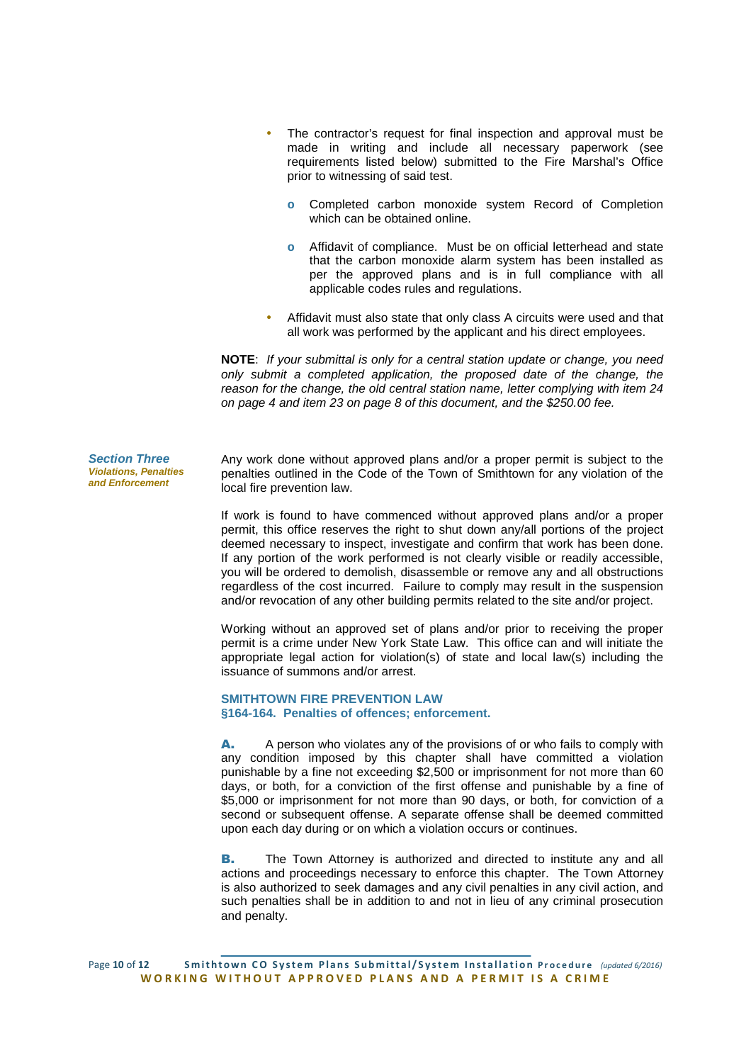- The contractor's request for final inspection and approval must be made in writing and include all necessary paperwork (see requirements listed below) submitted to the Fire Marshal's Office prior to witnessing of said test.
    - Completed carbon monoxide system Record of Completion which can be obtained online.
    - Affidavit of compliance. Must be on official letterhead and state that the carbon monoxide alarm system has been installed as per the approved plans and is in full compliance with all applicable codes rules and regulations.
- Affidavit must also state that only class A circuits were used and that all work was performed by the applicant and his direct employees.

**NOTE**: *If your submittal is only for a central station update or change, you need only submit a completed application, the proposed date of the change, the reason for the change, the old central station name, letter complying with item 24 on page 4 and item 23 on page 8 of this document, and the $250.00 fee.*

## Section Three
### Violations, Penalties and Enforcement

Any work done without approved plans and/or a proper permit is subject to the penalties outlined in the Code of the Town of Smithtown for any violation of the local fire prevention law.

If work is found to have commenced without approved plans and/or a proper permit, this office reserves the right to shut down any/all portions of the project deemed necessary to inspect, investigate and confirm that work has been done. If any portion of the work performed is not clearly visible or readily accessible, you will be ordered to demolish, disassemble or remove any and all obstructions regardless of the cost incurred. Failure to comply may result in the suspension and/or revocation of any other building permits related to the site and/or project.

Working without an approved set of plans and/or prior to receiving the proper permit is a crime under New York State Law. This office can and will initiate the appropriate legal action for violation(s) of state and local law(s) including the issuance of summons and/or arrest.

**SMITHTOWN FIRE PREVENTION LAW**
**§164-164. Penalties of offences; enforcement.**

**A.** A person who violates any of the provisions of or who fails to comply with any condition imposed by this chapter shall have committed a violation punishable by a fine not exceeding $2,500 or imprisonment for not more than 60 days, or both, for a conviction of the first offense and punishable by a fine of $5,000 or imprisonment for not more than 90 days, or both, for conviction of a second or subsequent offense. A separate offense shall be deemed committed upon each day during or on which a violation occurs or continues.

**B.** The Town Attorney is authorized and directed to institute any and all actions and proceedings necessary to enforce this chapter. The Town Attorney is also authorized to seek damages and any civil penalties in any civil action, and such penalties shall be in addition to and not in lieu of any criminal prosecution and penalty.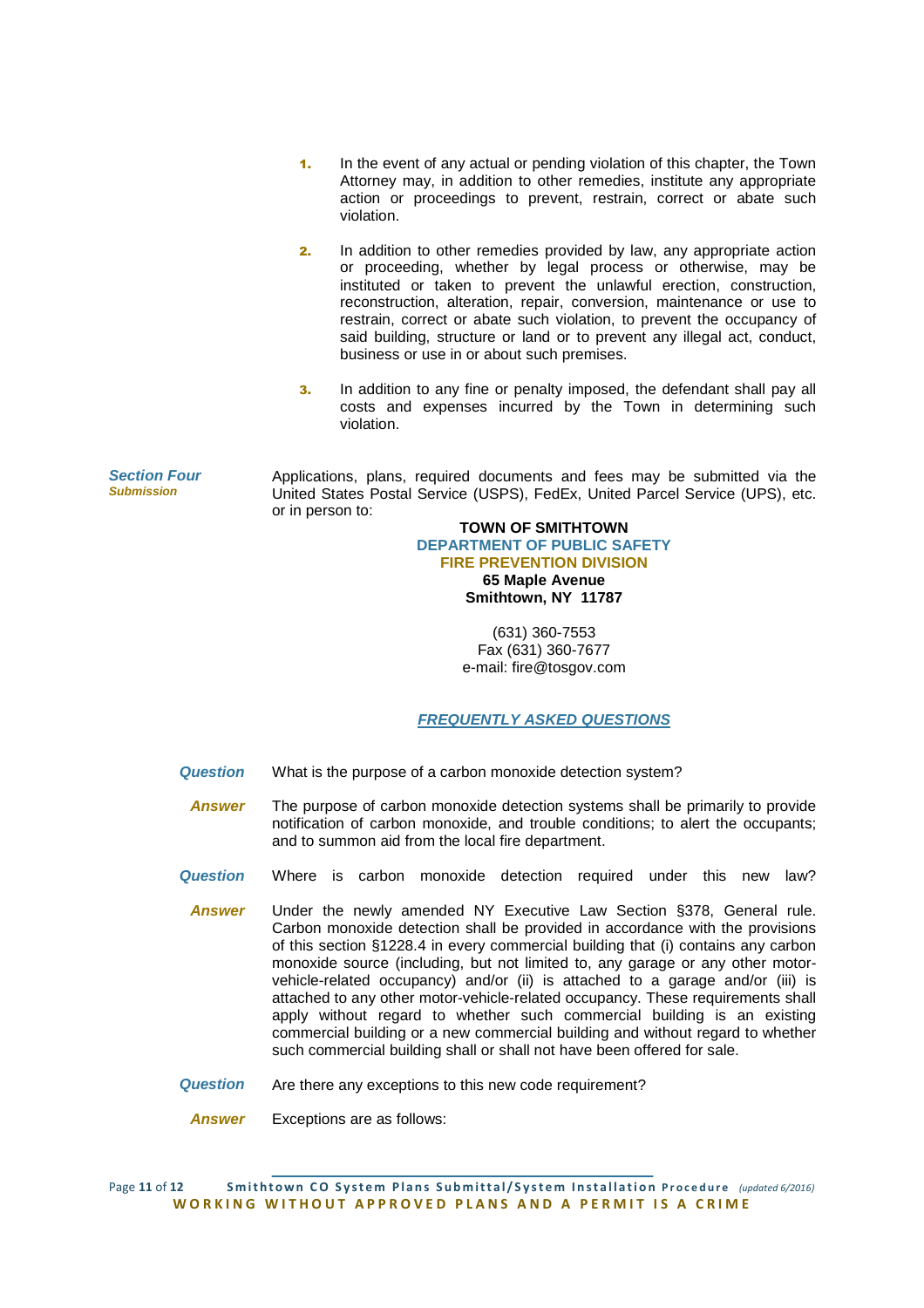1. In the event of any actual or pending violation of this chapter, the Town Attorney may, in addition to other remedies, institute any appropriate action or proceedings to prevent, restrain, correct or abate such violation.

2. In addition to other remedies provided by law, any appropriate action or proceeding, whether by legal process or otherwise, may be instituted or taken to prevent the unlawful erection, construction, reconstruction, alteration, repair, conversion, maintenance or use to restrain, correct or abate such violation, to prevent the occupancy of said building, structure or land or to prevent any illegal act, conduct, business or use in or about such premises.

3. In addition to any fine or penalty imposed, the defendant shall pay all costs and expenses incurred by the Town in determining such violation.

## *Section Four* — *Submission*

Applications, plans, required documents and fees may be submitted via the United States Postal Service (USPS), FedEx, United Parcel Service (UPS), etc. or in person to:

**TOWN OF SMITHTOWN**
**DEPARTMENT OF PUBLIC SAFETY**
**FIRE PREVENTION DIVISION**
**65 Maple Avenue**
**Smithtown, NY 11787**

(631) 360-7553
Fax (631) 360-7677
e-mail: fire@tosgov.com

## ***FREQUENTLY ASKED QUESTIONS***

***Question*** What is the purpose of a carbon monoxide detection system?

***Answer*** The purpose of carbon monoxide detection systems shall be primarily to provide notification of carbon monoxide, and trouble conditions; to alert the occupants; and to summon aid from the local fire department.

***Question*** Where is carbon monoxide detection required under this new law?

***Answer*** Under the newly amended NY Executive Law Section §378, General rule. Carbon monoxide detection shall be provided in accordance with the provisions of this section §1228.4 in every commercial building that (i) contains any carbon monoxide source (including, but not limited to, any garage or any other motor-vehicle-related occupancy) and/or (ii) is attached to a garage and/or (iii) is attached to any other motor-vehicle-related occupancy. These requirements shall apply without regard to whether such commercial building is an existing commercial building or a new commercial building and without regard to whether such commercial building shall or shall not have been offered for sale.

***Question*** Are there any exceptions to this new code requirement?

***Answer*** Exceptions are as follows: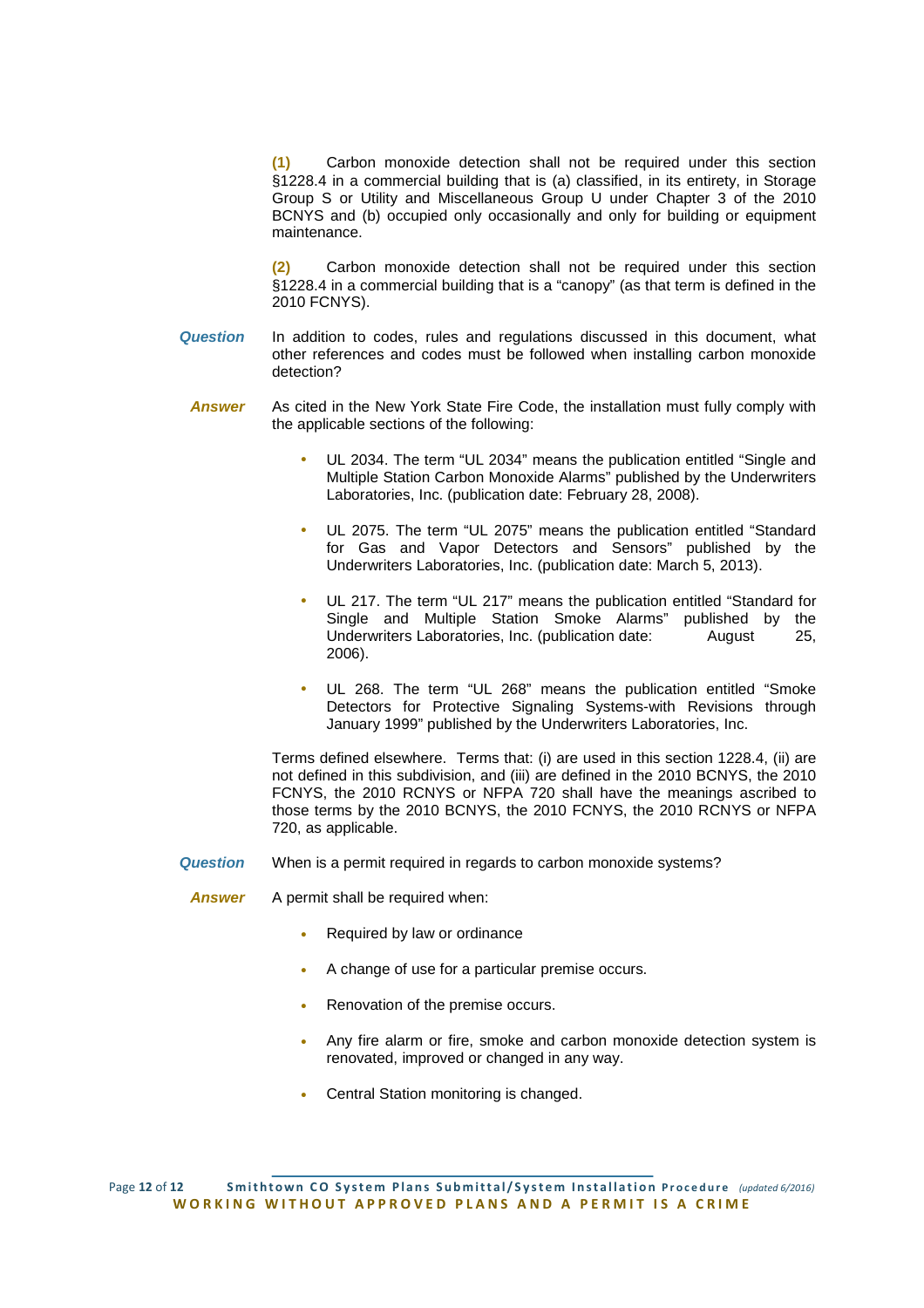**(1)** Carbon monoxide detection shall not be required under this section §1228.4 in a commercial building that is (a) classified, in its entirety, in Storage Group S or Utility and Miscellaneous Group U under Chapter 3 of the 2010 BCNYS and (b) occupied only occasionally and only for building or equipment maintenance.

**(2)** Carbon monoxide detection shall not be required under this section §1228.4 in a commercial building that is a "canopy" (as that term is defined in the 2010 FCNYS).

***Question*** In addition to codes, rules and regulations discussed in this document, what other references and codes must be followed when installing carbon monoxide detection?

***Answer*** As cited in the New York State Fire Code, the installation must fully comply with the applicable sections of the following:

- UL 2034. The term "UL 2034" means the publication entitled "Single and Multiple Station Carbon Monoxide Alarms" published by the Underwriters Laboratories, Inc. (publication date: February 28, 2008).
- UL 2075. The term "UL 2075" means the publication entitled "Standard for Gas and Vapor Detectors and Sensors" published by the Underwriters Laboratories, Inc. (publication date: March 5, 2013).
- UL 217. The term "UL 217" means the publication entitled "Standard for Single and Multiple Station Smoke Alarms" published by the Underwriters Laboratories, Inc. (publication date: August 25, 2006).
- UL 268. The term "UL 268" means the publication entitled "Smoke Detectors for Protective Signaling Systems-with Revisions through January 1999" published by the Underwriters Laboratories, Inc.

Terms defined elsewhere. Terms that: (i) are used in this section 1228.4, (ii) are not defined in this subdivision, and (iii) are defined in the 2010 BCNYS, the 2010 FCNYS, the 2010 RCNYS or NFPA 720 shall have the meanings ascribed to those terms by the 2010 BCNYS, the 2010 FCNYS, the 2010 RCNYS or NFPA 720, as applicable.

***Question*** When is a permit required in regards to carbon monoxide systems?

***Answer*** A permit shall be required when:

- Required by law or ordinance
- A change of use for a particular premise occurs.
- Renovation of the premise occurs.
- Any fire alarm or fire, smoke and carbon monoxide detection system is renovated, improved or changed in any way.
- Central Station monitoring is changed.

**WORKING WITHOUT APPROVED PLANS AND A PERMIT IS A CRIME**